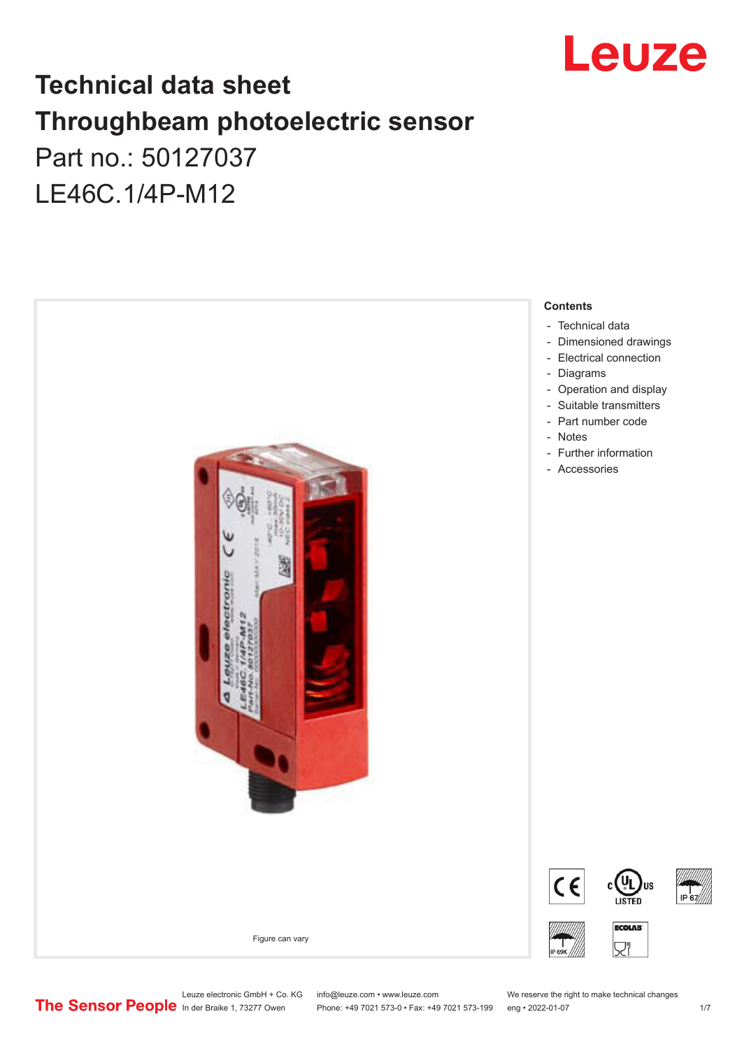# Technical data sheet

# Throughbeam photoelectric sensor

## Part no.: 50127037

## LE46C.1/4P-M12

Figure can vary

**Contents**

- Technical data
- Dimensioned drawings
- Electrical connection
- Diagrams
- Operation and display
- Suitable transmitters
- Part number code
- Notes
- Further information
- Accessories

Leuze electronic GmbH + Co. KG
In der Braike 1, 73277 Owen

info@leuze.com • www.leuze.com
Phone: +49 7021 573-0 • Fax: +49 7021 573-199

We reserve the right to make technical changes
eng • 2022-01-07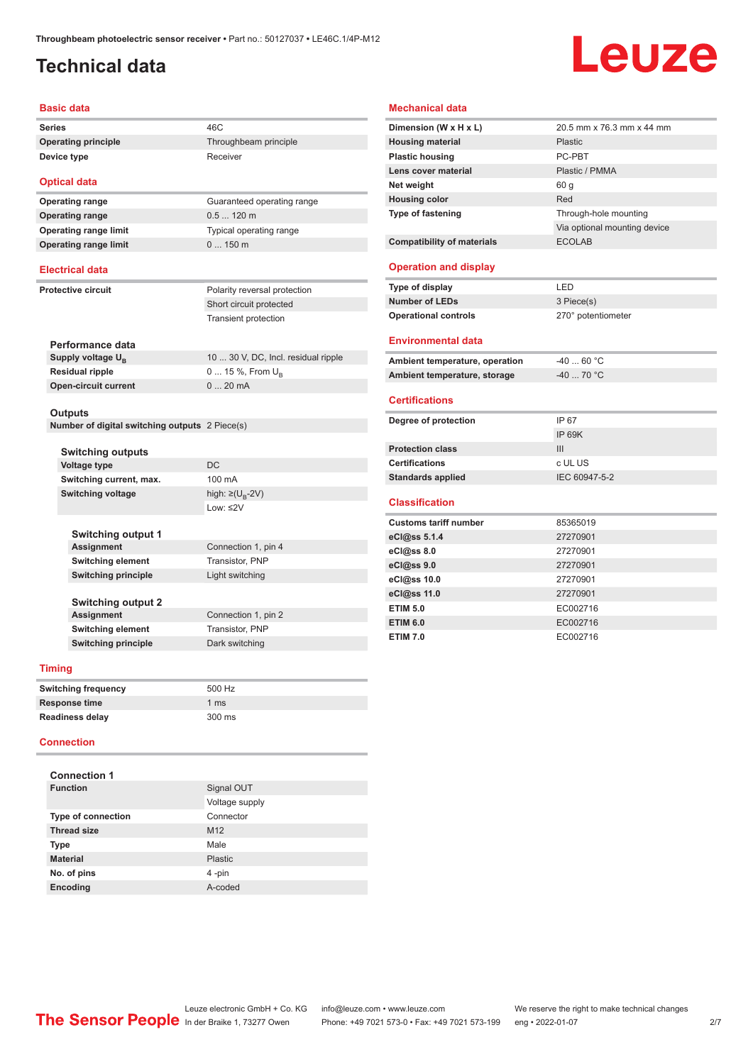# Technical data

## Basic data

| | |
|---|---|
| **Series** | 46C |
| **Operating principle** | Throughbeam principle |
| **Device type** | Receiver |

## Optical data

| | |
|---|---|
| **Operating range** | Guaranteed operating range |
| **Operating range** | 0.5 ... 120 m |
| **Operating range limit** | Typical operating range |
| **Operating range limit** | 0 ... 150 m |

## Electrical data

| | |
|---|---|
| **Protective circuit** | Polarity reversal protection |
| | Short circuit protected |
| | Transient protection |

### Performance data

| | |
|---|---|
| **Supply voltage $U_B$** | 10 ... 30 V, DC, Incl. residual ripple |
| **Residual ripple** | 0 ... 15 %, From $U_B$ |
| **Open-circuit current** | 0 ... 20 mA |

### Outputs

| | |
|---|---|
| **Number of digital switching outputs** | 2 Piece(s) |

#### Switching outputs

| | |
|---|---|
| **Voltage type** | DC |
| **Switching current, max.** | 100 mA |
| **Switching voltage** | high: ≥($U_B$-2V) |
| | Low: ≤2V |

##### Switching output 1

| | |
|---|---|
| **Assignment** | Connection 1, pin 4 |
| **Switching element** | Transistor, PNP |
| **Switching principle** | Light switching |

##### Switching output 2

| | |
|---|---|
| **Assignment** | Connection 1, pin 2 |
| **Switching element** | Transistor, PNP |
| **Switching principle** | Dark switching |

## Timing

| | |
|---|---|
| **Switching frequency** | 500 Hz |
| **Response time** | 1 ms |
| **Readiness delay** | 300 ms |

## Connection

### Connection 1

| | |
|---|---|
| **Function** | Signal OUT |
| | Voltage supply |
| **Type of connection** | Connector |
| **Thread size** | M12 |
| **Type** | Male |
| **Material** | Plastic |
| **No. of pins** | 4 -pin |
| **Encoding** | A-coded |

## Mechanical data

| | |
|---|---|
| **Dimension (W x H x L)** | 20.5 mm x 76.3 mm x 44 mm |
| **Housing material** | Plastic |
| **Plastic housing** | PC-PBT |
| **Lens cover material** | Plastic / PMMA |
| **Net weight** | 60 g |
| **Housing color** | Red |
| **Type of fastening** | Through-hole mounting |
| | Via optional mounting device |
| **Compatibility of materials** | ECOLAB |

## Operation and display

| | |
|---|---|
| **Type of display** | LED |
| **Number of LEDs** | 3 Piece(s) |
| **Operational controls** | 270° potentiometer |

## Environmental data

| | |
|---|---|
| **Ambient temperature, operation** | -40 ... 60 °C |
| **Ambient temperature, storage** | -40 ... 70 °C |

## Certifications

| | |
|---|---|
| **Degree of protection** | IP 67 |
| | IP 69K |
| **Protection class** | III |
| **Certifications** | c UL US |
| **Standards applied** | IEC 60947-5-2 |

## Classification

| | |
|---|---|
| **Customs tariff number** | 85365019 |
| **eCl@ss 5.1.4** | 27270901 |
| **eCl@ss 8.0** | 27270901 |
| **eCl@ss 9.0** | 27270901 |
| **eCl@ss 10.0** | 27270901 |
| **eCl@ss 11.0** | 27270901 |
| **ETIM 5.0** | EC002716 |
| **ETIM 6.0** | EC002716 |
| **ETIM 7.0** | EC002716 |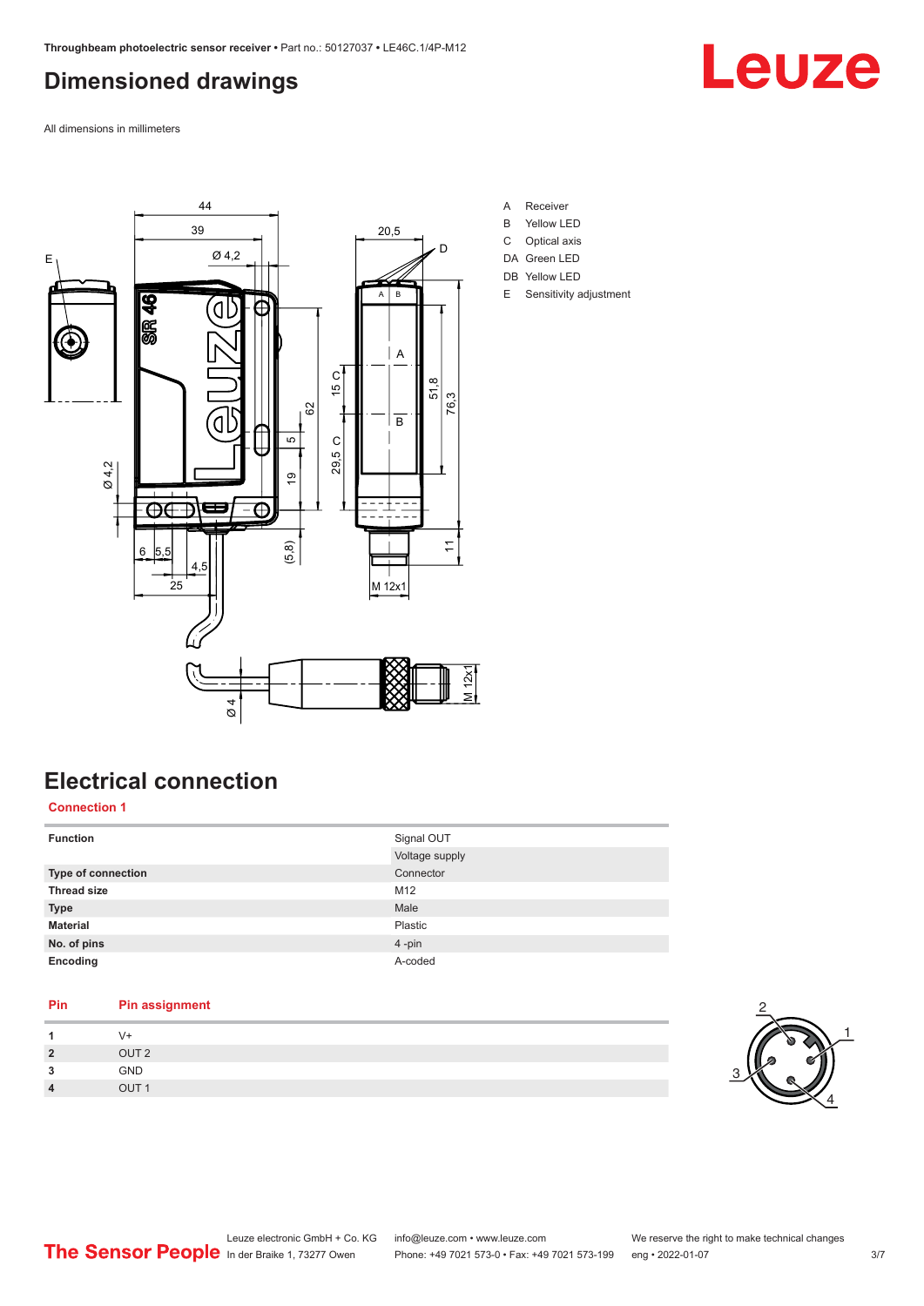# Dimensioned drawings

All dimensions in millimeters

A Receiver
B Yellow LED
C Optical axis
DA Green LED
DB Yellow LED
E Sensitivity adjustment

# Electrical connection

## Connection 1

| Function | Signal OUT |
|---|---|
| | Voltage supply |
| Type of connection | Connector |
| Thread size | M12 |
| Type | Male |
| Material | Plastic |
| No. of pins | 4 -pin |
| Encoding | A-coded |

| Pin | Pin assignment |
|---|---|
| 1 | V+ |
| 2 | OUT 2 |
| 3 | GND |
| 4 | OUT 1 |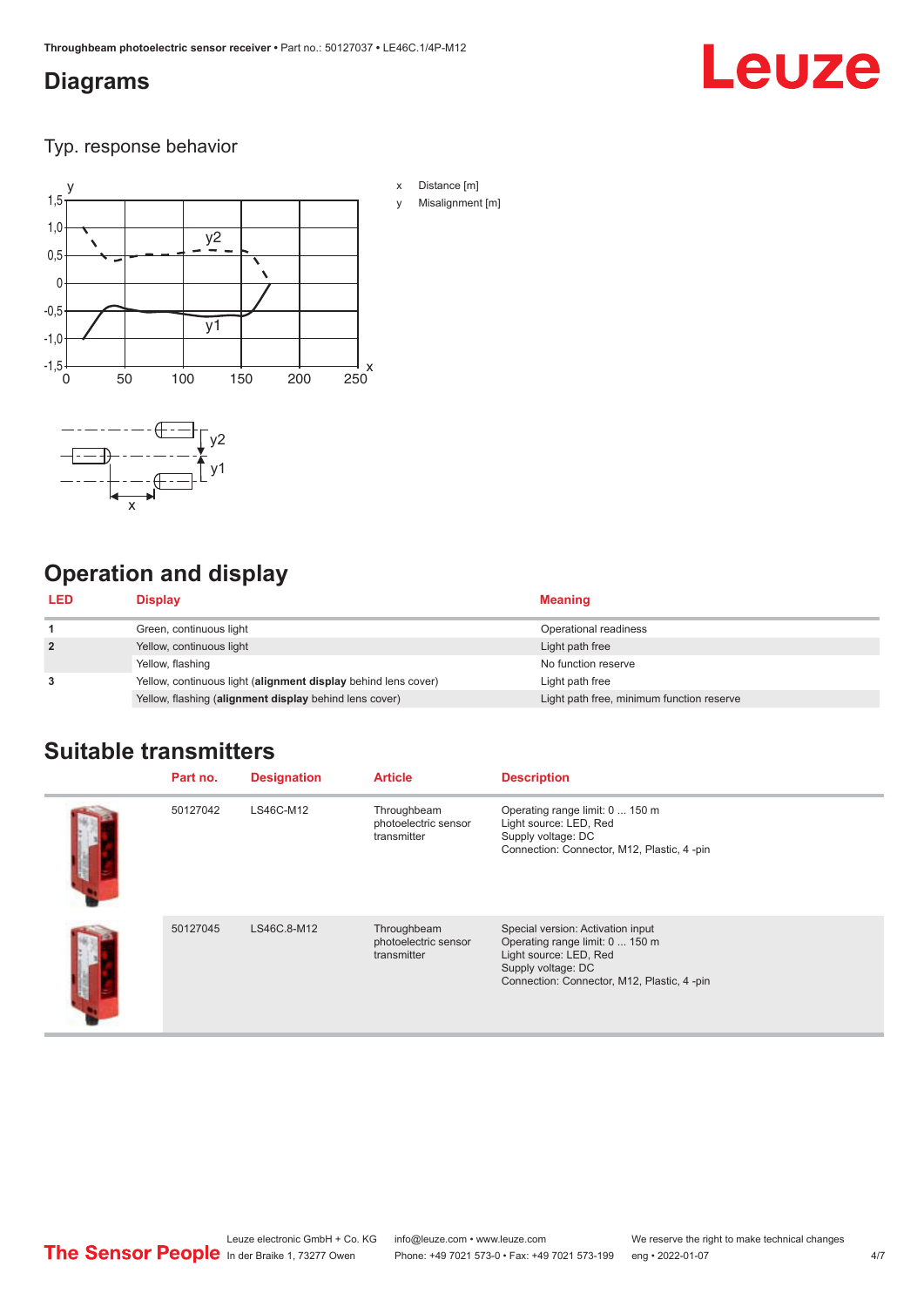## Diagrams

### Typ. response behavior

x Distance [m]

y Misalignment [m]

## Operation and display

| LED | Display | Meaning |
|---|---|---|
| 1 | Green, continuous light | Operational readiness |
| 2 | Yellow, continuous light | Light path free |
| | Yellow, flashing | No function reserve |
| 3 | Yellow, continuous light (**alignment display** behind lens cover) | Light path free |
| | Yellow, flashing (**alignment display** behind lens cover) | Light path free, minimum function reserve |

## Suitable transmitters

| Part no. | Designation | Article | Description |
|---|---|---|---|
| 50127042 | LS46C-M12 | Throughbeam photoelectric sensor transmitter | Operating range limit: 0 ... 150 m<br>Light source: LED, Red<br>Supply voltage: DC<br>Connection: Connector, M12, Plastic, 4 -pin |
| 50127045 | LS46C.8-M12 | Throughbeam photoelectric sensor transmitter | Special version: Activation input<br>Operating range limit: 0 ... 150 m<br>Light source: LED, Red<br>Supply voltage: DC<br>Connection: Connector, M12, Plastic, 4 -pin |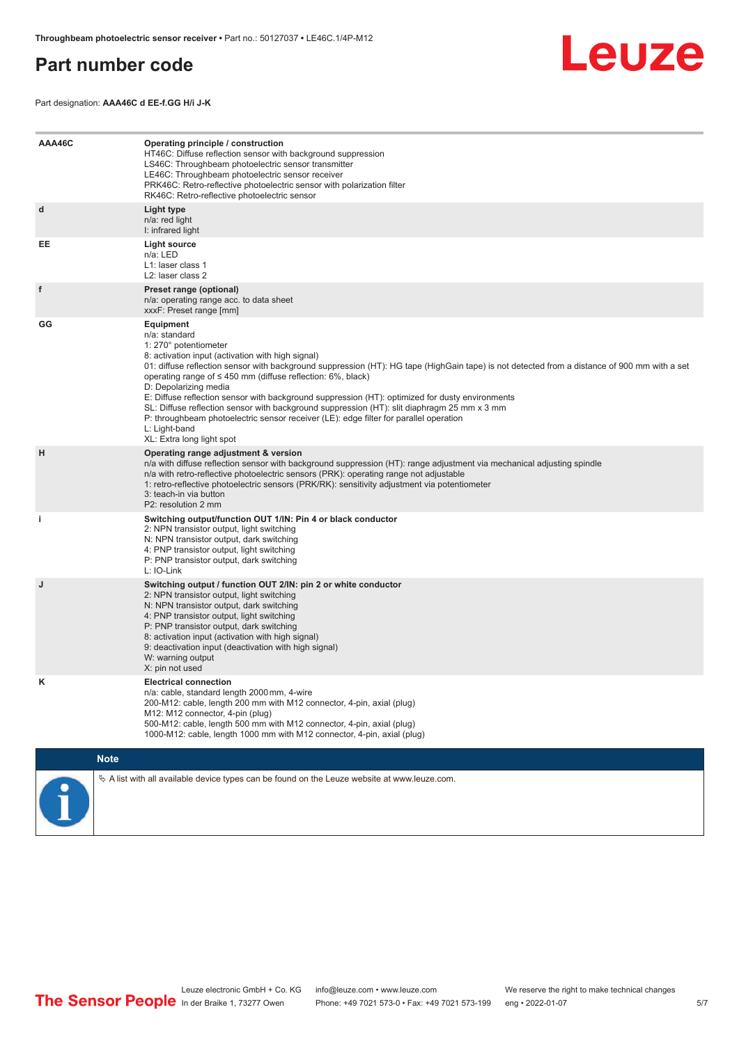# Part number code

Part designation: **AAA46C d EE-f.GG H/i J-K**

| | |
|---|---|
| **AAA46C** | **Operating principle / construction**<br>HT46C: Diffuse reflection sensor with background suppression<br>LS46C: Throughbeam photoelectric sensor transmitter<br>LE46C: Throughbeam photoelectric sensor receiver<br>PRK46C: Retro-reflective photoelectric sensor with polarization filter<br>RK46C: Retro-reflective photoelectric sensor |
| **d** | **Light type**<br>n/a: red light<br>I: infrared light |
| **EE** | **Light source**<br>n/a: LED<br>L1: laser class 1<br>L2: laser class 2 |
| **f** | **Preset range (optional)**<br>n/a: operating range acc. to data sheet<br>xxxF: Preset range [mm] |
| **GG** | **Equipment**<br>n/a: standard<br>1: 270° potentiometer<br>8: activation input (activation with high signal)<br>01: diffuse reflection sensor with background suppression (HT): HG tape (HighGain tape) is not detected from a distance of 900 mm with a set operating range of ≤ 450 mm (diffuse reflection: 6%, black)<br>D: Depolarizing media<br>E: Diffuse reflection sensor with background suppression (HT): optimized for dusty environments<br>SL: Diffuse reflection sensor with background suppression (HT): slit diaphragm 25 mm x 3 mm<br>P: throughbeam photoelectric sensor receiver (LE): edge filter for parallel operation<br>L: Light-band<br>XL: Extra long light spot |
| **H** | **Operating range adjustment & version**<br>n/a with diffuse reflection sensor with background suppression (HT): range adjustment via mechanical adjusting spindle<br>n/a with retro-reflective photoelectric sensors (PRK): operating range not adjustable<br>1: retro-reflective photoelectric sensors (PRK/RK): sensitivity adjustment via potentiometer<br>3: teach-in via button<br>P2: resolution 2 mm |
| **i** | **Switching output/function OUT 1/IN: Pin 4 or black conductor**<br>2: NPN transistor output, light switching<br>N: NPN transistor output, dark switching<br>4: PNP transistor output, light switching<br>P: PNP transistor output, dark switching<br>L: IO-Link |
| **J** | **Switching output / function OUT 2/IN: pin 2 or white conductor**<br>2: NPN transistor output, light switching<br>N: NPN transistor output, dark switching<br>4: PNP transistor output, light switching<br>P: PNP transistor output, dark switching<br>8: activation input (activation with high signal)<br>9: deactivation input (deactivation with high signal)<br>W: warning output<br>X: pin not used |
| **K** | **Electrical connection**<br>n/a: cable, standard length 2000 mm, 4-wire<br>200-M12: cable, length 200 mm with M12 connector, 4-pin, axial (plug)<br>M12: M12 connector, 4-pin (plug)<br>500-M12: cable, length 500 mm with M12 connector, 4-pin, axial (plug)<br>1000-M12: cable, length 1000 mm with M12 connector, 4-pin, axial (plug) |

**Note**

↳ A list with all available device types can be found on the Leuze website at www.leuze.com.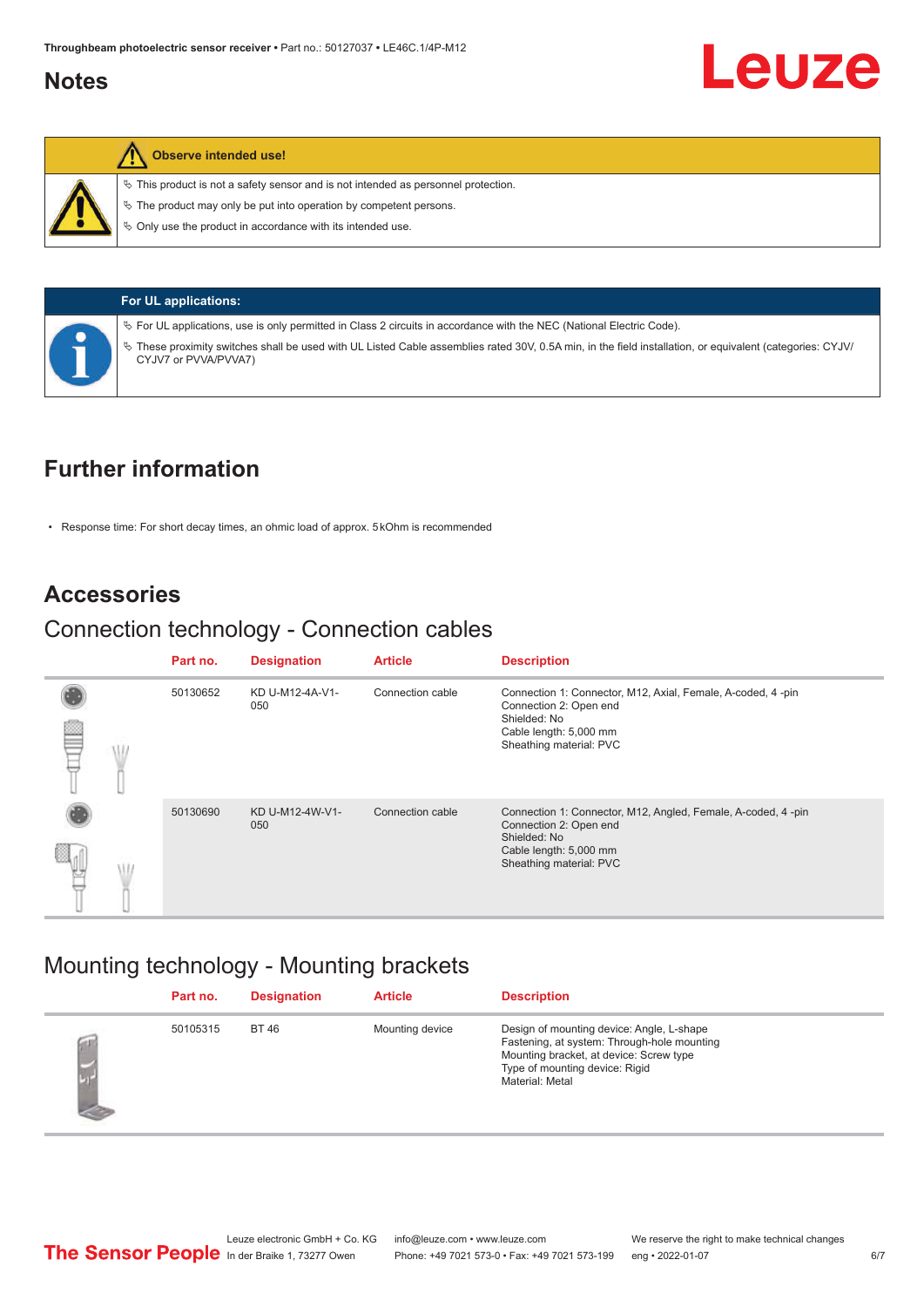## Notes

**Observe intended use!**

- This product is not a safety sensor and is not intended as personnel protection.
- The product may only be put into operation by competent persons.
- Only use the product in accordance with its intended use.

**For UL applications:**

- For UL applications, use is only permitted in Class 2 circuits in accordance with the NEC (National Electric Code).
- These proximity switches shall be used with UL Listed Cable assemblies rated 30V, 0.5A min, in the field installation, or equivalent (categories: CYJV/ CYJV7 or PVVA/PVVA7)

## Further information

- Response time: For short decay times, an ohmic load of approx. 5 kOhm is recommended

## Accessories

### Connection technology - Connection cables

| Part no. | Designation | Article | Description |
|---|---|---|---|
| 50130652 | KD U-M12-4A-V1-050 | Connection cable | Connection 1: Connector, M12, Axial, Female, A-coded, 4 -pin<br>Connection 2: Open end<br>Shielded: No<br>Cable length: 5,000 mm<br>Sheathing material: PVC |
| 50130690 | KD U-M12-4W-V1-050 | Connection cable | Connection 1: Connector, M12, Angled, Female, A-coded, 4 -pin<br>Connection 2: Open end<br>Shielded: No<br>Cable length: 5,000 mm<br>Sheathing material: PVC |

### Mounting technology - Mounting brackets

| Part no. | Designation | Article | Description |
|---|---|---|---|
| 50105315 | BT 46 | Mounting device | Design of mounting device: Angle, L-shape<br>Fastening, at system: Through-hole mounting<br>Mounting bracket, at device: Screw type<br>Type of mounting device: Rigid<br>Material: Metal |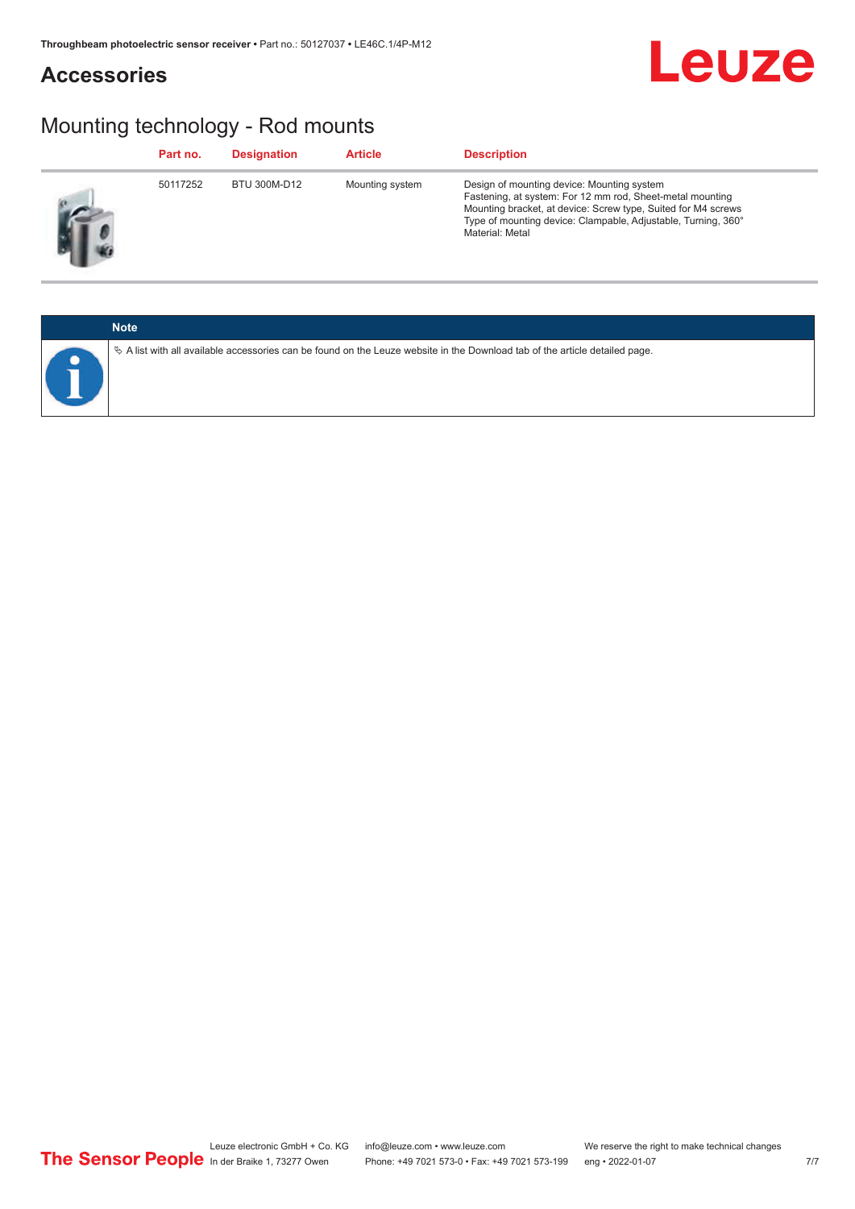## Accessories

# Mounting technology - Rod mounts

| | Part no. | Designation | Article | Description |
| --- | --- | --- | --- | --- |
| | 50117252 | BTU 300M-D12 | Mounting system | Design of mounting device: Mounting system<br>Fastening, at system: For 12 mm rod, Sheet-metal mounting<br>Mounting bracket, at device: Screw type, Suited for M4 screws<br>Type of mounting device: Clampable, Adjustable, Turning, 360°<br>Material: Metal |

**Note**

↳ A list with all available accessories can be found on the Leuze website in the Download tab of the article detailed page.